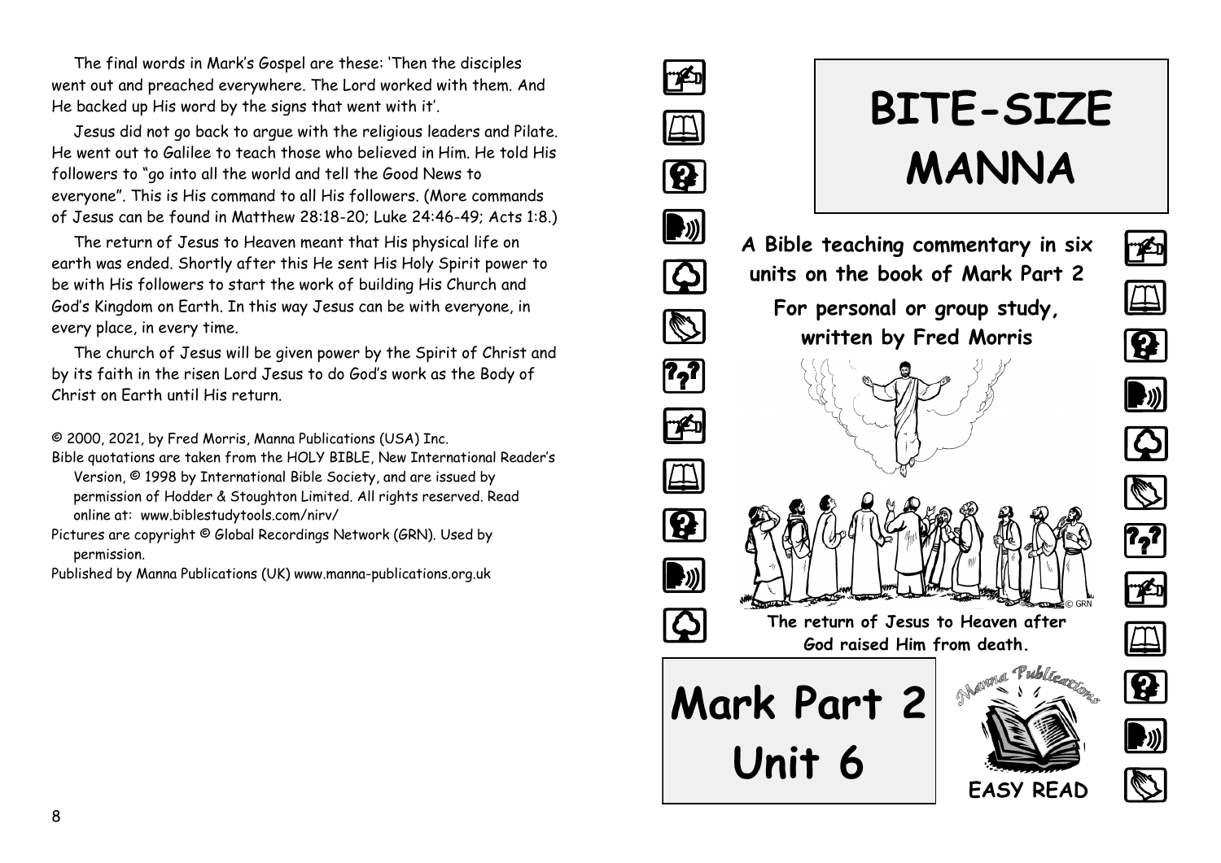The final words in Mark's Gospel are these: 'Then the disciples went out and preached everywhere. The Lord worked with them. And He backed up His word by the signs that went with it'.

Jesus did not go back to argue with the religious leaders and Pilate. He went out to Galilee to teach those who believed in Him. He told His followers to "go into all the world and tell the Good News to everyone". This is His command to all His followers. (More commands of Jesus can be found in Matthew 28:18-20; Luke 24:46-49; Acts 1:8.)

The return of Jesus to Heaven meant that His physical life on earth was ended. Shortly after this He sent His Holy Spirit power to be with His followers to start the work of building His Church and God's Kingdom on Earth. In this way Jesus can be with everyone, in every place, in every time.

The church of Jesus will be given power by the Spirit of Christ and by its faith in the risen Lord Jesus to do God's work as the Body of Christ on Earth until His return.

© 2000, 2021, by Fred Morris, Manna Publications (USA) Inc.
Bible quotations are taken from the HOLY BIBLE, New International Reader's Version, © 1998 by International Bible Society, and are issued by permission of Hodder & Stoughton Limited. All rights reserved. Read online at: www.biblestudytools.com/nirv/
Pictures are copyright © Global Recordings Network (GRN). Used by permission.
Published by Manna Publications (UK) www.manna-publications.org.uk

# BITE-SIZE MANNA

**A Bible teaching commentary in six units on the book of Mark Part 2**

**For personal or group study, written by Fred Morris**

© GRN

**The return of Jesus to Heaven after God raised Him from death.**

# Mark Part 2 Unit 6

Manna Publications

**EASY READ**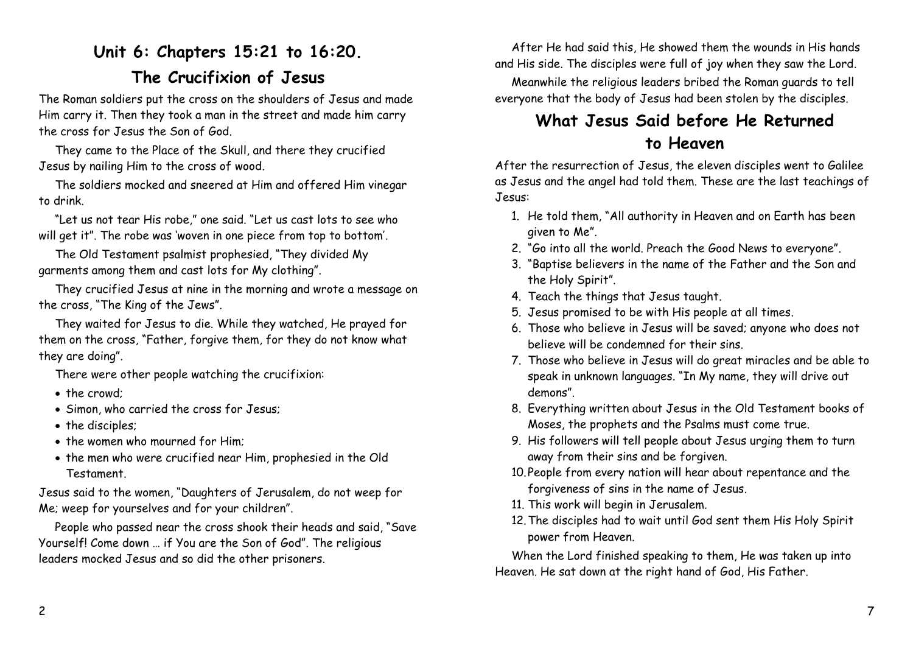# Unit 6: Chapters 15:21 to 16:20.

## The Crucifixion of Jesus

The Roman soldiers put the cross on the shoulders of Jesus and made Him carry it. Then they took a man in the street and made him carry the cross for Jesus the Son of God.

They came to the Place of the Skull, and there they crucified Jesus by nailing Him to the cross of wood.

The soldiers mocked and sneered at Him and offered Him vinegar to drink.

"Let us not tear His robe," one said. "Let us cast lots to see who will get it". The robe was 'woven in one piece from top to bottom'.

The Old Testament psalmist prophesied, "They divided My garments among them and cast lots for My clothing".

They crucified Jesus at nine in the morning and wrote a message on the cross, "The King of the Jews".

They waited for Jesus to die. While they watched, He prayed for them on the cross, "Father, forgive them, for they do not know what they are doing".

There were other people watching the crucifixion:

- the crowd;
- Simon, who carried the cross for Jesus;
- the disciples;
- the women who mourned for Him;
- the men who were crucified near Him, prophesied in the Old Testament.

Jesus said to the women, "Daughters of Jerusalem, do not weep for Me; weep for yourselves and for your children".

People who passed near the cross shook their heads and said, "Save Yourself! Come down … if You are the Son of God". The religious leaders mocked Jesus and so did the other prisoners.

After He had said this, He showed them the wounds in His hands and His side. The disciples were full of joy when they saw the Lord.

Meanwhile the religious leaders bribed the Roman guards to tell everyone that the body of Jesus had been stolen by the disciples.

## What Jesus Said before He Returned to Heaven

After the resurrection of Jesus, the eleven disciples went to Galilee as Jesus and the angel had told them. These are the last teachings of Jesus:

1. He told them, "All authority in Heaven and on Earth has been given to Me".
2. "Go into all the world. Preach the Good News to everyone".
3. "Baptise believers in the name of the Father and the Son and the Holy Spirit".
4. Teach the things that Jesus taught.
5. Jesus promised to be with His people at all times.
6. Those who believe in Jesus will be saved; anyone who does not believe will be condemned for their sins.
7. Those who believe in Jesus will do great miracles and be able to speak in unknown languages. "In My name, they will drive out demons".
8. Everything written about Jesus in the Old Testament books of Moses, the prophets and the Psalms must come true.
9. His followers will tell people about Jesus urging them to turn away from their sins and be forgiven.
10. People from every nation will hear about repentance and the forgiveness of sins in the name of Jesus.
11. This work will begin in Jerusalem.
12. The disciples had to wait until God sent them His Holy Spirit power from Heaven.

When the Lord finished speaking to them, He was taken up into Heaven. He sat down at the right hand of God, His Father.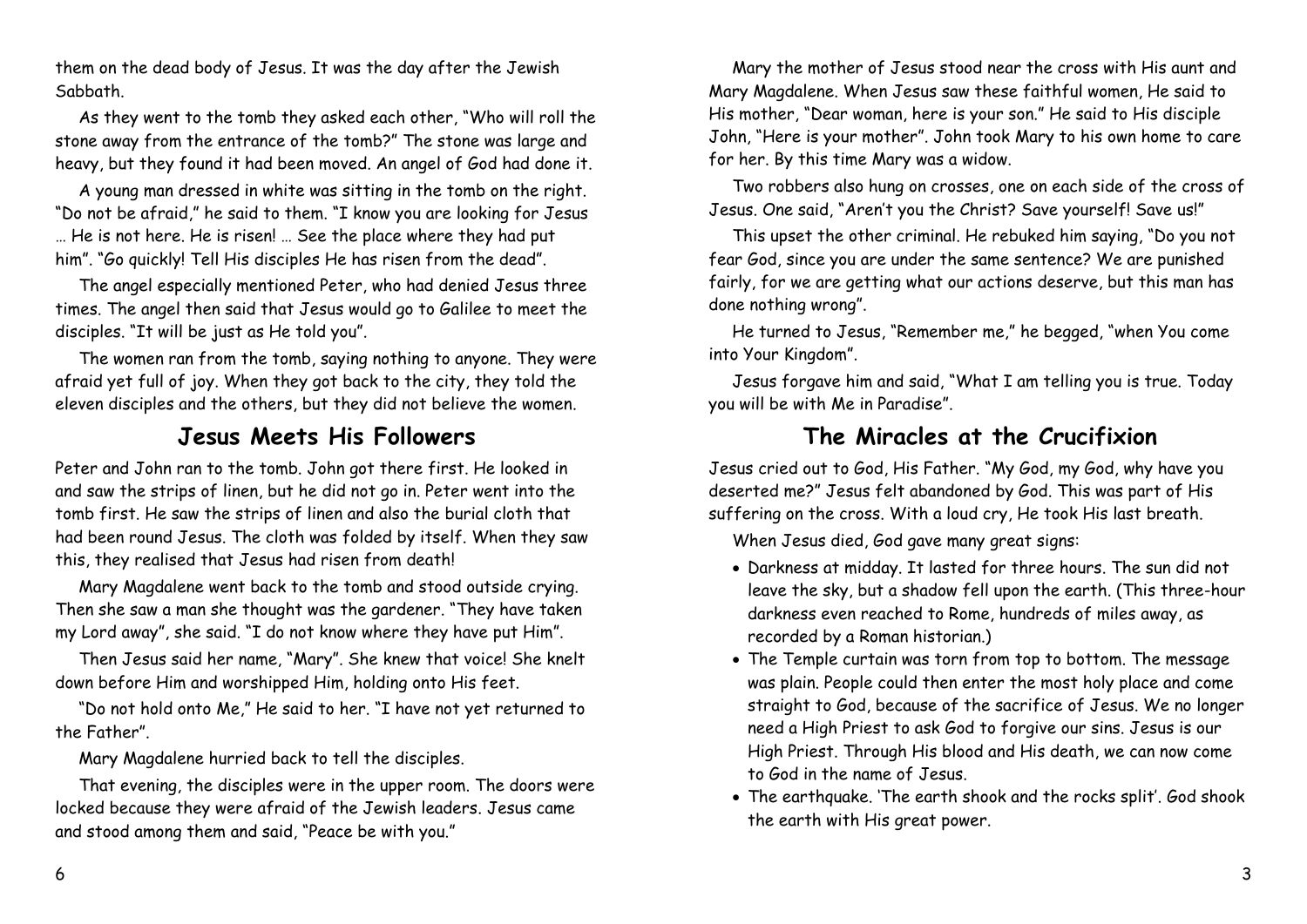them on the dead body of Jesus. It was the day after the Jewish Sabbath.

As they went to the tomb they asked each other, "Who will roll the stone away from the entrance of the tomb?" The stone was large and heavy, but they found it had been moved. An angel of God had done it.

A young man dressed in white was sitting in the tomb on the right. "Do not be afraid," he said to them. "I know you are looking for Jesus … He is not here. He is risen! … See the place where they had put him". "Go quickly! Tell His disciples He has risen from the dead".

The angel especially mentioned Peter, who had denied Jesus three times. The angel then said that Jesus would go to Galilee to meet the disciples. "It will be just as He told you".

The women ran from the tomb, saying nothing to anyone. They were afraid yet full of joy. When they got back to the city, they told the eleven disciples and the others, but they did not believe the women.

## Jesus Meets His Followers

Peter and John ran to the tomb. John got there first. He looked in and saw the strips of linen, but he did not go in. Peter went into the tomb first. He saw the strips of linen and also the burial cloth that had been round Jesus. The cloth was folded by itself. When they saw this, they realised that Jesus had risen from death!

Mary Magdalene went back to the tomb and stood outside crying. Then she saw a man she thought was the gardener. "They have taken my Lord away", she said. "I do not know where they have put Him".

Then Jesus said her name, "Mary". She knew that voice! She knelt down before Him and worshipped Him, holding onto His feet.

"Do not hold onto Me," He said to her. "I have not yet returned to the Father".

Mary Magdalene hurried back to tell the disciples.

That evening, the disciples were in the upper room. The doors were locked because they were afraid of the Jewish leaders. Jesus came and stood among them and said, "Peace be with you."

Mary the mother of Jesus stood near the cross with His aunt and Mary Magdalene. When Jesus saw these faithful women, He said to His mother, "Dear woman, here is your son." He said to His disciple John, "Here is your mother". John took Mary to his own home to care for her. By this time Mary was a widow.

Two robbers also hung on crosses, one on each side of the cross of Jesus. One said, "Aren't you the Christ? Save yourself! Save us!"

This upset the other criminal. He rebuked him saying, "Do you not fear God, since you are under the same sentence? We are punished fairly, for we are getting what our actions deserve, but this man has done nothing wrong".

He turned to Jesus, "Remember me," he begged, "when You come into Your Kingdom".

Jesus forgave him and said, "What I am telling you is true. Today you will be with Me in Paradise".

## The Miracles at the Crucifixion

Jesus cried out to God, His Father. "My God, my God, why have you deserted me?" Jesus felt abandoned by God. This was part of His suffering on the cross. With a loud cry, He took His last breath.

When Jesus died, God gave many great signs:

- Darkness at midday. It lasted for three hours. The sun did not leave the sky, but a shadow fell upon the earth. (This three-hour darkness even reached to Rome, hundreds of miles away, as recorded by a Roman historian.)
- The Temple curtain was torn from top to bottom. The message was plain. People could then enter the most holy place and come straight to God, because of the sacrifice of Jesus. We no longer need a High Priest to ask God to forgive our sins. Jesus is our High Priest. Through His blood and His death, we can now come to God in the name of Jesus.
- The earthquake. 'The earth shook and the rocks split'. God shook the earth with His great power.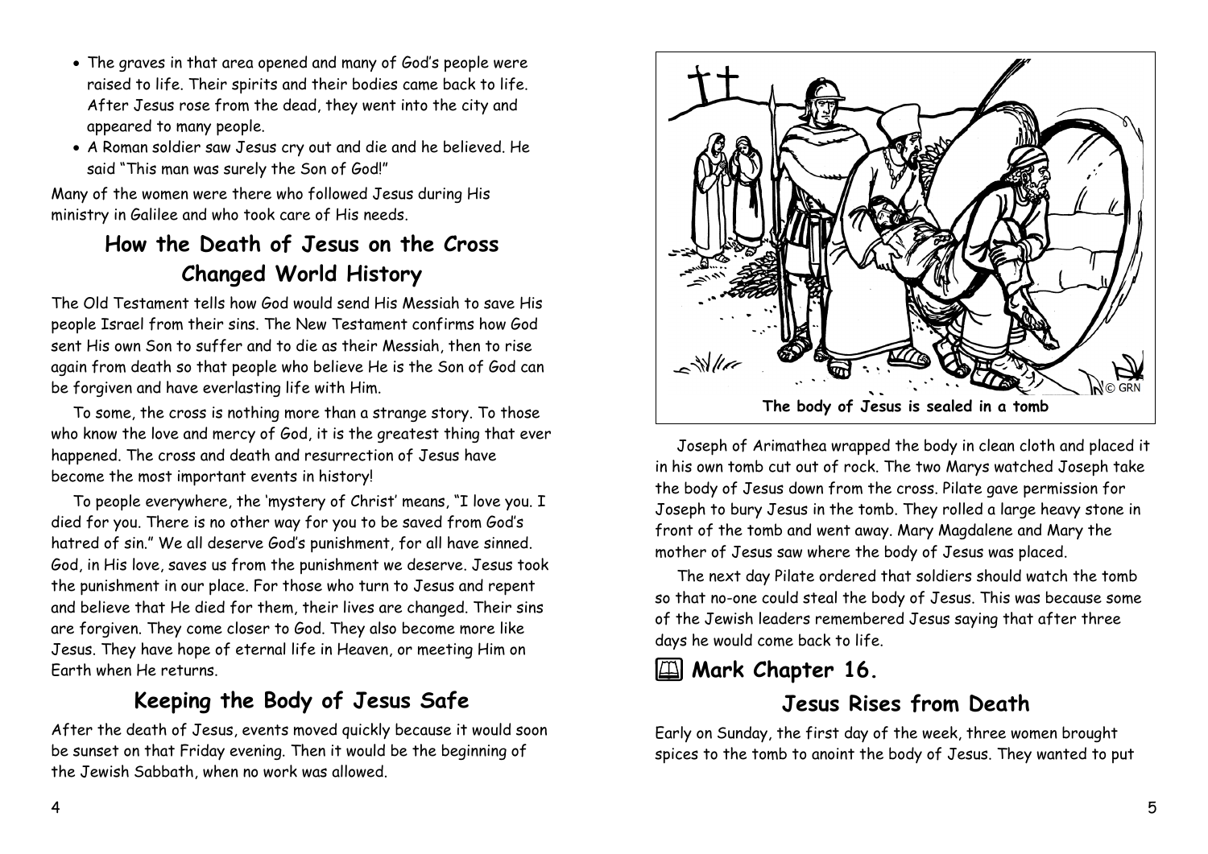- The graves in that area opened and many of God's people were raised to life. Their spirits and their bodies came back to life. After Jesus rose from the dead, they went into the city and appeared to many people.
- A Roman soldier saw Jesus cry out and die and he believed. He said "This man was surely the Son of God!"

Many of the women were there who followed Jesus during His ministry in Galilee and who took care of His needs.

## How the Death of Jesus on the Cross Changed World History

The Old Testament tells how God would send His Messiah to save His people Israel from their sins. The New Testament confirms how God sent His own Son to suffer and to die as their Messiah, then to rise again from death so that people who believe He is the Son of God can be forgiven and have everlasting life with Him.

To some, the cross is nothing more than a strange story. To those who know the love and mercy of God, it is the greatest thing that ever happened. The cross and death and resurrection of Jesus have become the most important events in history!

To people everywhere, the 'mystery of Christ' means, "I love you. I died for you. There is no other way for you to be saved from God's hatred of sin." We all deserve God's punishment, for all have sinned. God, in His love, saves us from the punishment we deserve. Jesus took the punishment in our place. For those who turn to Jesus and repent and believe that He died for them, their lives are changed. Their sins are forgiven. They come closer to God. They also become more like Jesus. They have hope of eternal life in Heaven, or meeting Him on Earth when He returns.

## Keeping the Body of Jesus Safe

After the death of Jesus, events moved quickly because it would soon be sunset on that Friday evening. Then it would be the beginning of the Jewish Sabbath, when no work was allowed.

© GRN

**The body of Jesus is sealed in a tomb**

Joseph of Arimathea wrapped the body in clean cloth and placed it in his own tomb cut out of rock. The two Marys watched Joseph take the body of Jesus down from the cross. Pilate gave permission for Joseph to bury Jesus in the tomb. They rolled a large heavy stone in front of the tomb and went away. Mary Magdalene and Mary the mother of Jesus saw where the body of Jesus was placed.

The next day Pilate ordered that soldiers should watch the tomb so that no-one could steal the body of Jesus. This was because some of the Jewish leaders remembered Jesus saying that after three days he would come back to life.

## 📖 Mark Chapter 16.

## Jesus Rises from Death

Early on Sunday, the first day of the week, three women brought spices to the tomb to anoint the body of Jesus. They wanted to put